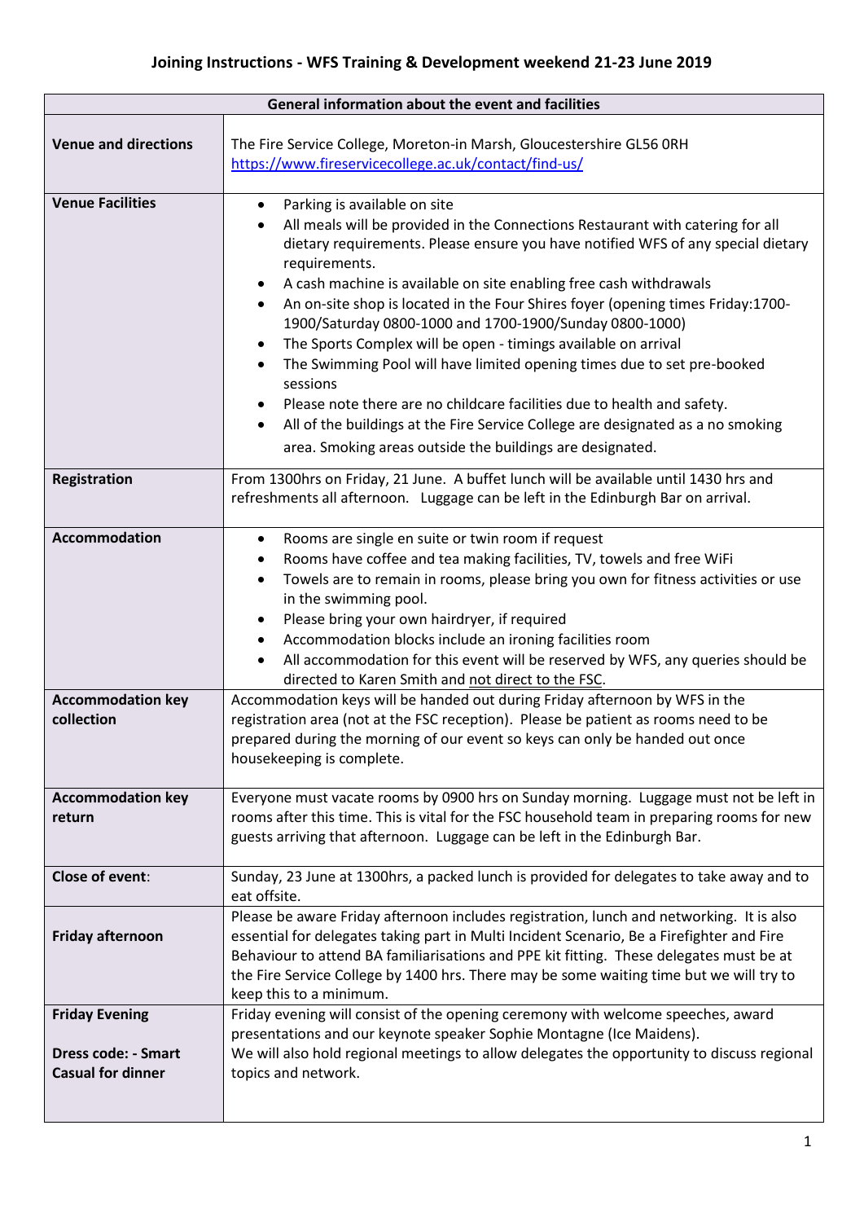# Joining Instructions - WFS Training & Development weekend 21-23 June 2019

| General information about the event and facilities | |
|---|---|
| **Venue and directions** | The Fire Service College, Moreton-in Marsh, Gloucestershire GL56 0RH<br>https://www.fireservicecollege.ac.uk/contact/find-us/ |
| **Venue Facilities** | • Parking is available on site<br>• All meals will be provided in the Connections Restaurant with catering for all dietary requirements. Please ensure you have notified WFS of any special dietary requirements.<br>• A cash machine is available on site enabling free cash withdrawals<br>• An on-site shop is located in the Four Shires foyer (opening times Friday:1700-1900/Saturday 0800-1000 and 1700-1900/Sunday 0800-1000)<br>• The Sports Complex will be open - timings available on arrival<br>• The Swimming Pool will have limited opening times due to set pre-booked sessions<br>• Please note there are no childcare facilities due to health and safety.<br>• All of the buildings at the Fire Service College are designated as a no smoking area. Smoking areas outside the buildings are designated. |
| **Registration** | From 1300hrs on Friday, 21 June. A buffet lunch will be available until 1430 hrs and refreshments all afternoon. Luggage can be left in the Edinburgh Bar on arrival. |
| **Accommodation** | • Rooms are single en suite or twin room if request<br>• Rooms have coffee and tea making facilities, TV, towels and free WiFi<br>• Towels are to remain in rooms, please bring you own for fitness activities or use in the swimming pool.<br>• Please bring your own hairdryer, if required<br>• Accommodation blocks include an ironing facilities room<br>• All accommodation for this event will be reserved by WFS, any queries should be directed to Karen Smith and not direct to the FSC. |
| **Accommodation key collection** | Accommodation keys will be handed out during Friday afternoon by WFS in the registration area (not at the FSC reception). Please be patient as rooms need to be prepared during the morning of our event so keys can only be handed out once housekeeping is complete. |
| **Accommodation key return** | Everyone must vacate rooms by 0900 hrs on Sunday morning. Luggage must not be left in rooms after this time. This is vital for the FSC household team in preparing rooms for new guests arriving that afternoon. Luggage can be left in the Edinburgh Bar. |
| **Close of event**: | Sunday, 23 June at 1300hrs, a packed lunch is provided for delegates to take away and to eat offsite. |
| **Friday afternoon** | Please be aware Friday afternoon includes registration, lunch and networking. It is also essential for delegates taking part in Multi Incident Scenario, Be a Firefighter and Fire Behaviour to attend BA familiarisations and PPE kit fitting. These delegates must be at the Fire Service College by 1400 hrs. There may be some waiting time but we will try to keep this to a minimum. |
| **Friday Evening**<br><br>**Dress code: - Smart Casual for dinner** | Friday evening will consist of the opening ceremony with welcome speeches, award presentations and our keynote speaker Sophie Montagne (Ice Maidens).<br>We will also hold regional meetings to allow delegates the opportunity to discuss regional topics and network. |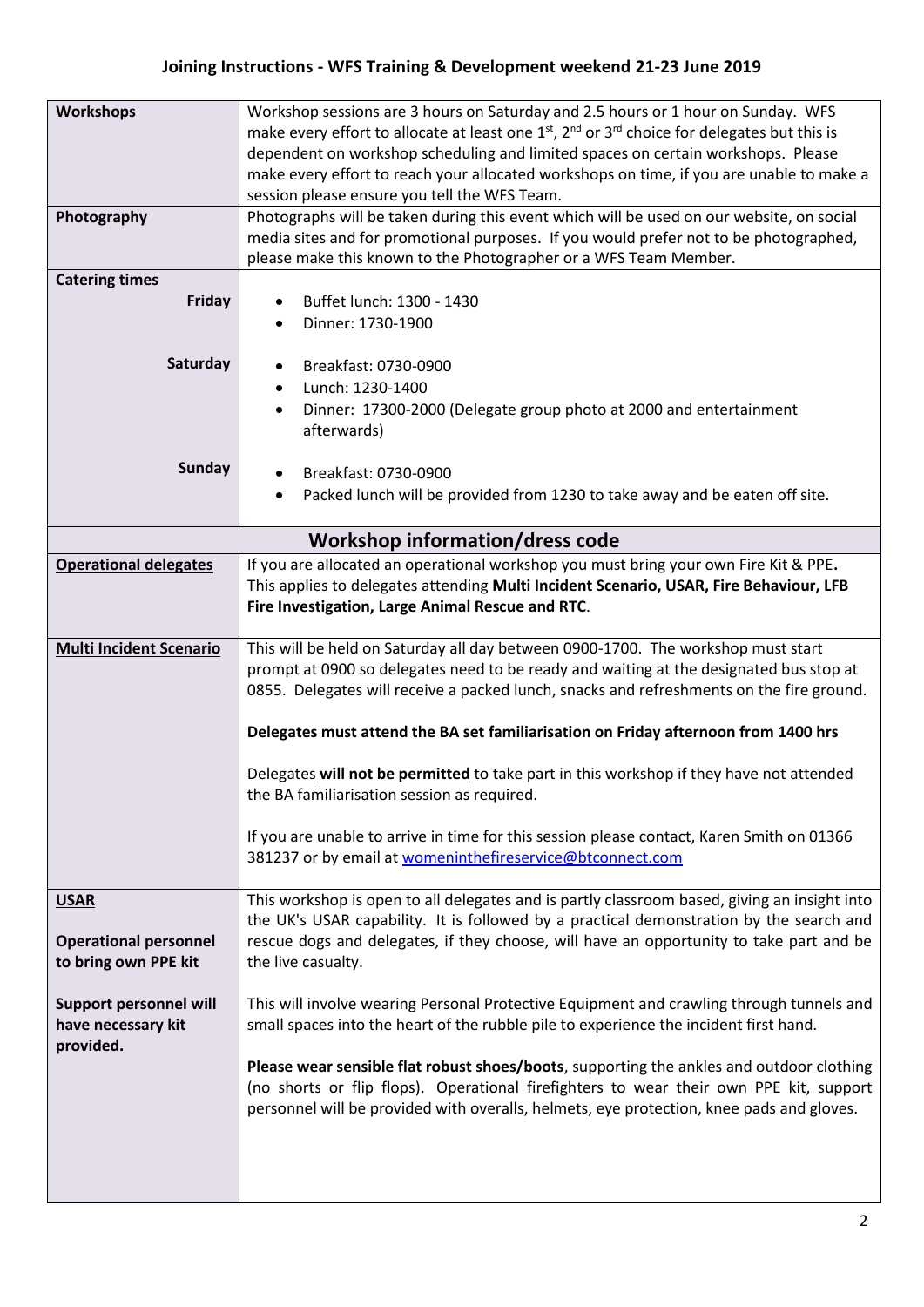## Joining Instructions - WFS Training & Development weekend 21-23 June 2019

| | |
|---|---|
| **Workshops** | Workshop sessions are 3 hours on Saturday and 2.5 hours or 1 hour on Sunday. WFS make every effort to allocate at least one 1st, 2nd or 3rd choice for delegates but this is dependent on workshop scheduling and limited spaces on certain workshops. Please make every effort to reach your allocated workshops on time, if you are unable to make a session please ensure you tell the WFS Team. |
| **Photography** | Photographs will be taken during this event which will be used on our website, on social media sites and for promotional purposes. If you would prefer not to be photographed, please make this known to the Photographer or a WFS Team Member. |
| **Catering times** | |
| **Friday** | • Buffet lunch: 1300 - 1430<br>• Dinner: 1730-1900 |
| **Saturday** | • Breakfast: 0730-0900<br>• Lunch: 1230-1400<br>• Dinner: 17300-2000 (Delegate group photo at 2000 and entertainment afterwards) |
| **Sunday** | • Breakfast: 0730-0900<br>• Packed lunch will be provided from 1230 to take away and be eaten off site. |

### Workshop information/dress code

| | |
|---|---|
| **Operational delegates** | If you are allocated an operational workshop you must bring your own Fire Kit & PPE**.** This applies to delegates attending **Multi Incident Scenario, USAR, Fire Behaviour, LFB Fire Investigation, Large Animal Rescue and RTC**. |
| **Multi Incident Scenario** | This will be held on Saturday all day between 0900-1700. The workshop must start prompt at 0900 so delegates need to be ready and waiting at the designated bus stop at 0855. Delegates will receive a packed lunch, snacks and refreshments on the fire ground.<br><br>**Delegates must attend the BA set familiarisation on Friday afternoon from 1400 hrs**<br><br>Delegates **will not be permitted** to take part in this workshop if they have not attended the BA familiarisation session as required.<br><br>If you are unable to arrive in time for this session please contact, Karen Smith on 01366 381237 or by email at womeninthefireservice@btconnect.com |
| **USAR**<br><br>**Operational personnel to bring own PPE kit**<br><br>**Support personnel will have necessary kit provided.** | This workshop is open to all delegates and is partly classroom based, giving an insight into the UK's USAR capability. It is followed by a practical demonstration by the search and rescue dogs and delegates, if they choose, will have an opportunity to take part and be the live casualty.<br><br>This will involve wearing Personal Protective Equipment and crawling through tunnels and small spaces into the heart of the rubble pile to experience the incident first hand.<br><br>**Please wear sensible flat robust shoes/boots**, supporting the ankles and outdoor clothing (no shorts or flip flops). Operational firefighters to wear their own PPE kit, support personnel will be provided with overalls, helmets, eye protection, knee pads and gloves. |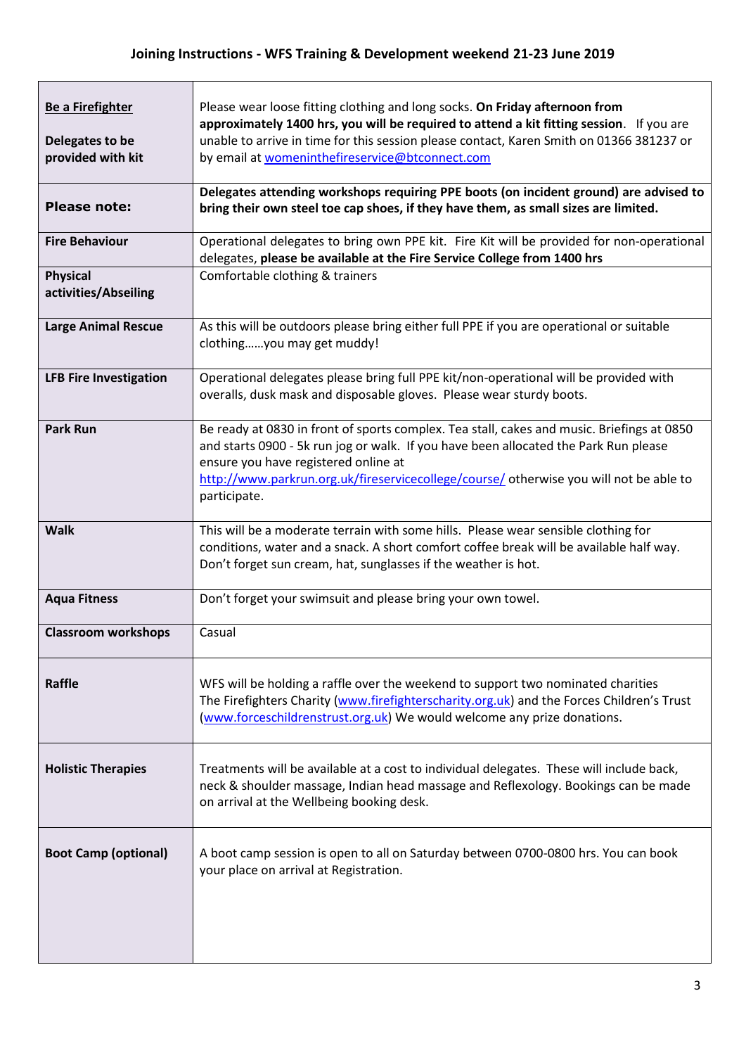## Joining Instructions - WFS Training & Development weekend 21-23 June 2019

| | |
|---|---|
| **Be a Firefighter**<br><br>**Delegates to be provided with kit** | Please wear loose fitting clothing and long socks. **On Friday afternoon from approximately 1400 hrs, you will be required to attend a kit fitting session**. If you are unable to arrive in time for this session please contact, Karen Smith on 01366 381237 or by email at womeninthefireservice@btconnect.com |
| **Please note:** | **Delegates attending workshops requiring PPE boots (on incident ground) are advised to bring their own steel toe cap shoes, if they have them, as small sizes are limited.** |
| **Fire Behaviour** | Operational delegates to bring own PPE kit. Fire Kit will be provided for non-operational delegates, **please be available at the Fire Service College from 1400 hrs** |
| **Physical activities/Abseiling** | Comfortable clothing & trainers |
| **Large Animal Rescue** | As this will be outdoors please bring either full PPE if you are operational or suitable clothing……you may get muddy! |
| **LFB Fire Investigation** | Operational delegates please bring full PPE kit/non-operational will be provided with overalls, dusk mask and disposable gloves. Please wear sturdy boots. |
| **Park Run** | Be ready at 0830 in front of sports complex. Tea stall, cakes and music. Briefings at 0850 and starts 0900 - 5k run jog or walk. If you have been allocated the Park Run please ensure you have registered online at http://www.parkrun.org.uk/fireservicecollege/course/ otherwise you will not be able to participate. |
| **Walk** | This will be a moderate terrain with some hills. Please wear sensible clothing for conditions, water and a snack. A short comfort coffee break will be available half way. Don't forget sun cream, hat, sunglasses if the weather is hot. |
| **Aqua Fitness** | Don't forget your swimsuit and please bring your own towel. |
| **Classroom workshops** | Casual |
| **Raffle** | WFS will be holding a raffle over the weekend to support two nominated charities The Firefighters Charity (www.firefighterscharity.org.uk) and the Forces Children's Trust (www.forceschildrenstrust.org.uk) We would welcome any prize donations. |
| **Holistic Therapies** | Treatments will be available at a cost to individual delegates. These will include back, neck & shoulder massage, Indian head massage and Reflexology. Bookings can be made on arrival at the Wellbeing booking desk. |
| **Boot Camp (optional)** | A boot camp session is open to all on Saturday between 0700-0800 hrs. You can book your place on arrival at Registration. |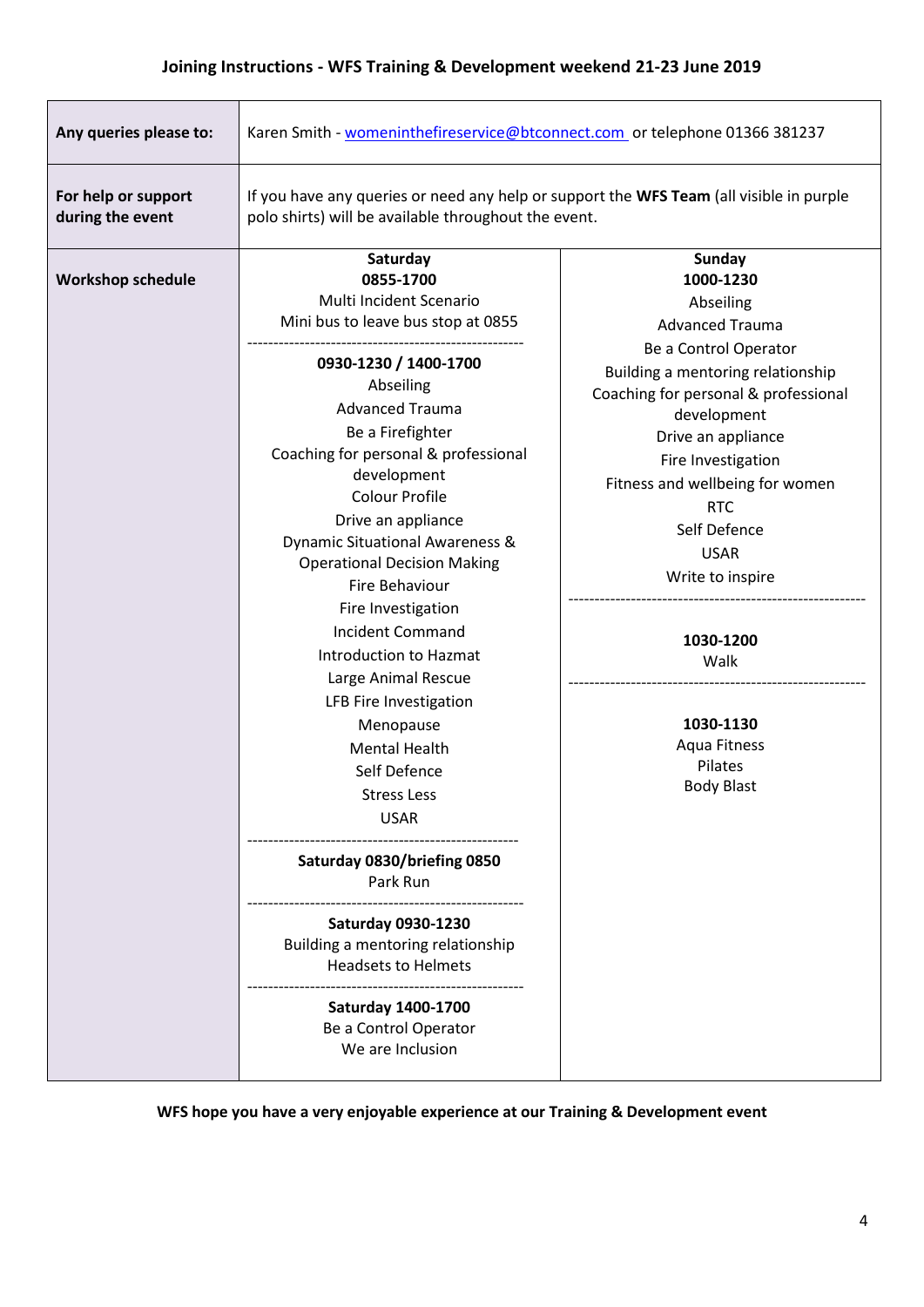## Joining Instructions - WFS Training & Development weekend 21-23 June 2019

| | | |
|---|---|---|
| **Any queries please to:** | Karen Smith - womeninthefireservice@btconnect.com or telephone 01366 381237 | |
| **For help or support during the event** | If you have any queries or need any help or support the **WFS Team** (all visible in purple polo shirts) will be available throughout the event. | |
| **Workshop schedule** | **Saturday**<br>**0855-1700**<br>Multi Incident Scenario<br>Mini bus to leave bus stop at 0855<br>---<br>**0930-1230 / 1400-1700**<br>Abseiling<br>Advanced Trauma<br>Be a Firefighter<br>Coaching for personal & professional development<br>Colour Profile<br>Drive an appliance<br>Dynamic Situational Awareness & Operational Decision Making<br>Fire Behaviour<br>Fire Investigation<br>Incident Command<br>Introduction to Hazmat<br>Large Animal Rescue<br>LFB Fire Investigation<br>Menopause<br>Mental Health<br>Self Defence<br>Stress Less<br>USAR<br>---<br>**Saturday 0830/briefing 0850**<br>Park Run<br>---<br>**Saturday 0930-1230**<br>Building a mentoring relationship<br>Headsets to Helmets<br>---<br>**Saturday 1400-1700**<br>Be a Control Operator<br>We are Inclusion | **Sunday**<br>**1000-1230**<br>Abseiling<br>Advanced Trauma<br>Be a Control Operator<br>Building a mentoring relationship<br>Coaching for personal & professional development<br>Drive an appliance<br>Fire Investigation<br>Fitness and wellbeing for women<br>RTC<br>Self Defence<br>USAR<br>Write to inspire<br>---<br>**1030-1200**<br>Walk<br>---<br>**1030-1130**<br>Aqua Fitness<br>Pilates<br>Body Blast |

**WFS hope you have a very enjoyable experience at our Training & Development event**